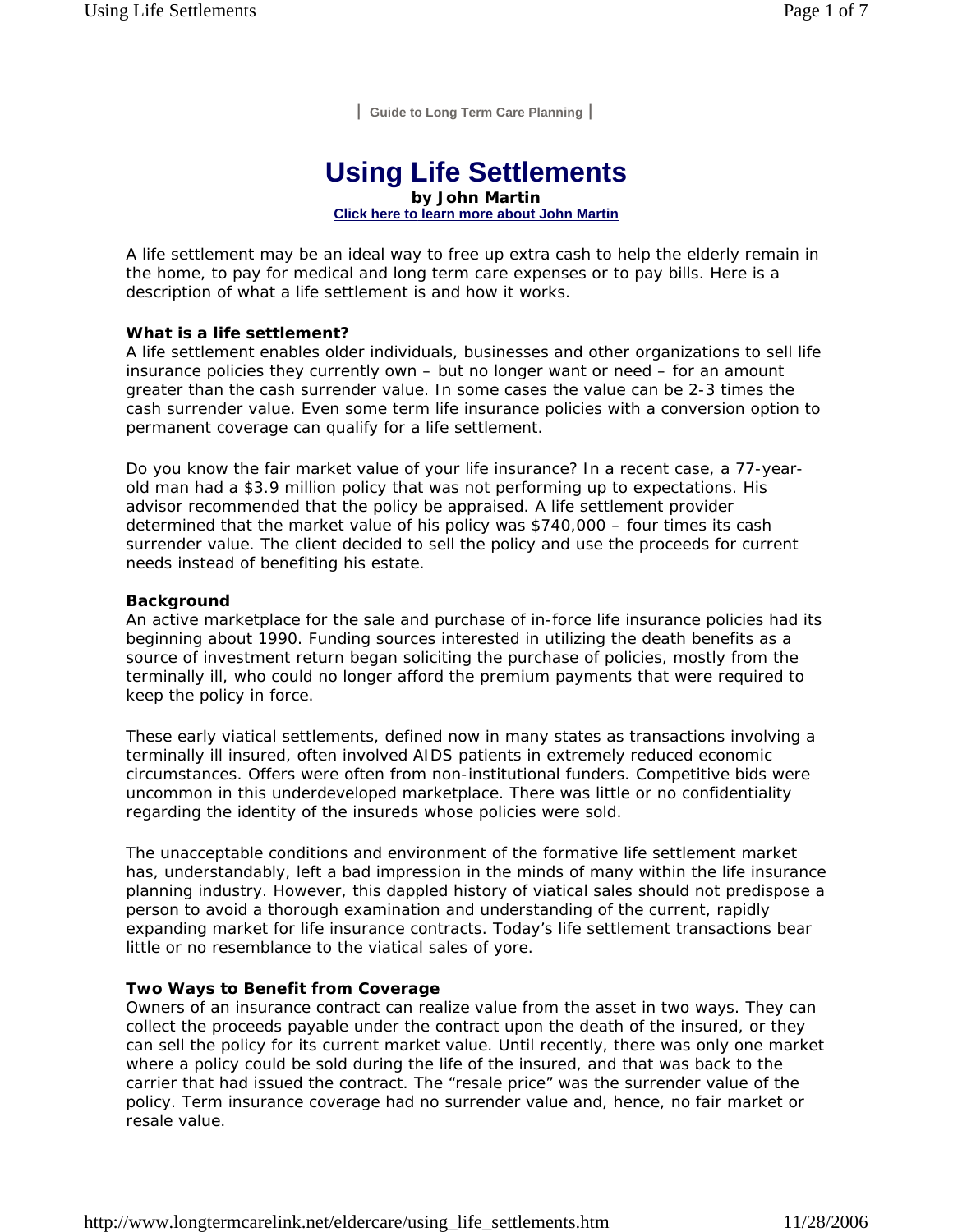| Guide to Long Term Care Planning |

# Using Life Settlements

**by John Martin**

**Click here to learn more about John Martin**

A life settlement may be an ideal way to free up extra cash to help the elderly remain in the home, to pay for medical and long term care expenses or to pay bills. Here is a description of what a life settlement is and how it works.

**What is a life settlement?**

A life settlement enables older individuals, businesses and other organizations to sell life insurance policies they currently own – but no longer want or need – for an amount greater than the cash surrender value. In some cases the value can be 2-3 times the cash surrender value. Even some term life insurance policies with a conversion option to permanent coverage can qualify for a life settlement.

Do you know the fair market value of your life insurance? In a recent case, a 77-year-old man had a $3.9 million policy that was not performing up to expectations. His advisor recommended that the policy be appraised. A life settlement provider determined that the market value of his policy was $740,000 – four times its cash surrender value. The client decided to sell the policy and use the proceeds for current needs instead of benefiting his estate.

**Background**

An active marketplace for the sale and purchase of in-force life insurance policies had its beginning about 1990. Funding sources interested in utilizing the death benefits as a source of investment return began soliciting the purchase of policies, mostly from the terminally ill, who could no longer afford the premium payments that were required to keep the policy in force.

These early viatical settlements, defined now in many states as transactions involving a terminally ill insured, often involved AIDS patients in extremely reduced economic circumstances. Offers were often from non-institutional funders. Competitive bids were uncommon in this underdeveloped marketplace. There was little or no confidentiality regarding the identity of the insureds whose policies were sold.

The unacceptable conditions and environment of the formative life settlement market has, understandably, left a bad impression in the minds of many within the life insurance planning industry. However, this dappled history of viatical sales should not predispose a person to avoid a thorough examination and understanding of the current, rapidly expanding market for life insurance contracts. Today's life settlement transactions bear little or no resemblance to the viatical sales of yore.

**Two Ways to Benefit from Coverage**

Owners of an insurance contract can realize value from the asset in two ways. They can collect the proceeds payable under the contract upon the death of the insured, or they can sell the policy for its current market value. Until recently, there was only one market where a policy could be sold during the life of the insured, and that was back to the carrier that had issued the contract. The "resale price" was the surrender value of the policy. Term insurance coverage had no surrender value and, hence, no fair market or resale value.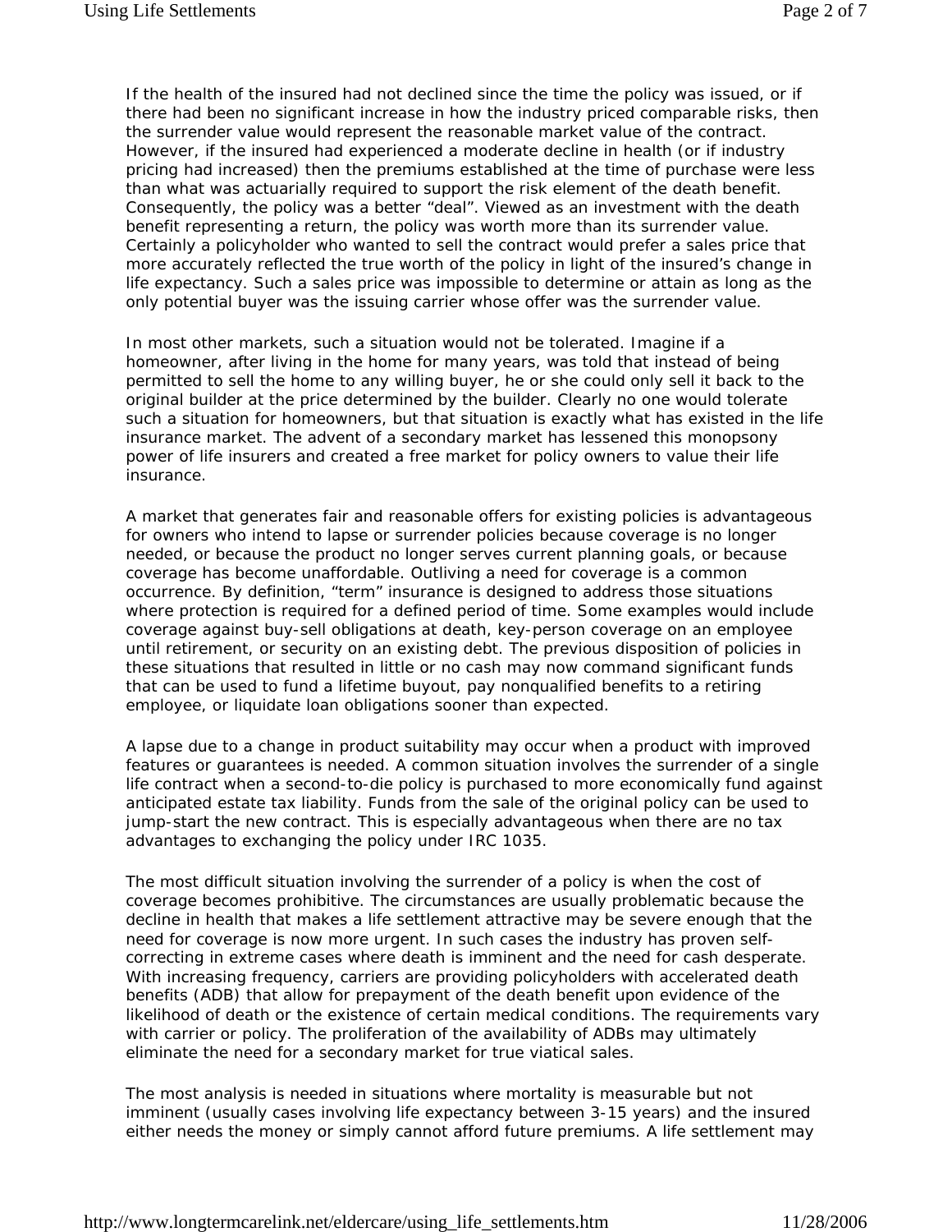If the health of the insured had not declined since the time the policy was issued, or if there had been no significant increase in how the industry priced comparable risks, then the surrender value would represent the reasonable market value of the contract. However, if the insured had experienced a moderate decline in health (or if industry pricing had increased) then the premiums established at the time of purchase were less than what was actuarially required to support the risk element of the death benefit. Consequently, the policy was a better "deal". Viewed as an investment with the death benefit representing a return, the policy was worth more than its surrender value. Certainly a policyholder who wanted to sell the contract would prefer a sales price that more accurately reflected the true worth of the policy in light of the insured's change in life expectancy. Such a sales price was impossible to determine or attain as long as the only potential buyer was the issuing carrier whose offer was the surrender value.

In most other markets, such a situation would not be tolerated. Imagine if a homeowner, after living in the home for many years, was told that instead of being permitted to sell the home to any willing buyer, he or she could only sell it back to the original builder at the price determined by the builder. Clearly no one would tolerate such a situation for homeowners, but that situation is exactly what has existed in the life insurance market. The advent of a secondary market has lessened this monopsony power of life insurers and created a free market for policy owners to value their life insurance.

A market that generates fair and reasonable offers for existing policies is advantageous for owners who intend to lapse or surrender policies because coverage is no longer needed, or because the product no longer serves current planning goals, or because coverage has become unaffordable. Outliving a need for coverage is a common occurrence. By definition, "term" insurance is designed to address those situations where protection is required for a defined period of time. Some examples would include coverage against buy-sell obligations at death, key-person coverage on an employee until retirement, or security on an existing debt. The previous disposition of policies in these situations that resulted in little or no cash may now command significant funds that can be used to fund a lifetime buyout, pay nonqualified benefits to a retiring employee, or liquidate loan obligations sooner than expected.

A lapse due to a change in product suitability may occur when a product with improved features or guarantees is needed. A common situation involves the surrender of a single life contract when a second-to-die policy is purchased to more economically fund against anticipated estate tax liability. Funds from the sale of the original policy can be used to jump-start the new contract. This is especially advantageous when there are no tax advantages to exchanging the policy under IRC 1035.

The most difficult situation involving the surrender of a policy is when the cost of coverage becomes prohibitive. The circumstances are usually problematic because the decline in health that makes a life settlement attractive may be severe enough that the need for coverage is now more urgent. In such cases the industry has proven self-correcting in extreme cases where death is imminent and the need for cash desperate. With increasing frequency, carriers are providing policyholders with accelerated death benefits (ADB) that allow for prepayment of the death benefit upon evidence of the likelihood of death or the existence of certain medical conditions. The requirements vary with carrier or policy. The proliferation of the availability of ADBs may ultimately eliminate the need for a secondary market for true viatical sales.

The most analysis is needed in situations where mortality is measurable but not imminent (usually cases involving life expectancy between 3-15 years) and the insured either needs the money or simply cannot afford future premiums. A life settlement may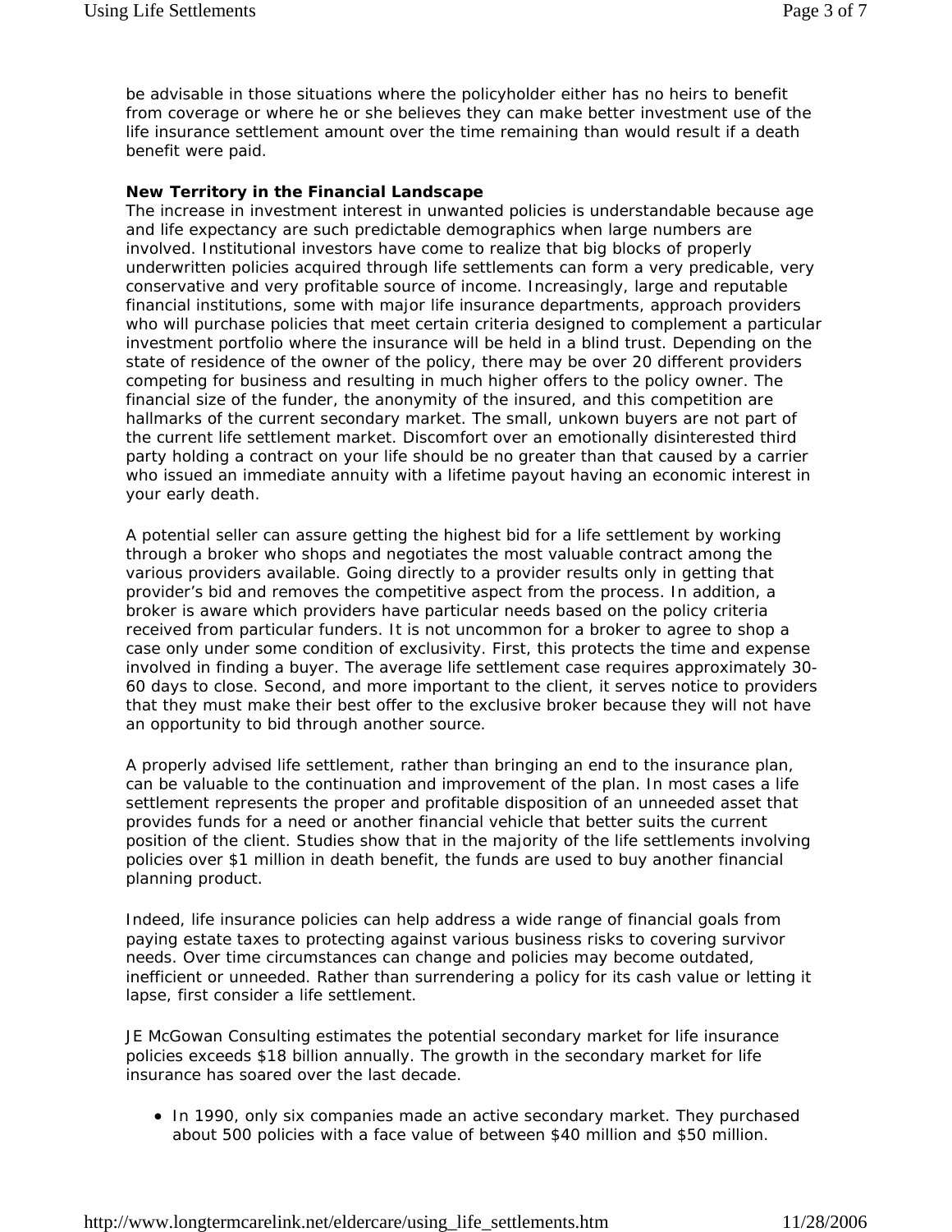be advisable in those situations where the policyholder either has no heirs to benefit from coverage or where he or she believes they can make better investment use of the life insurance settlement amount over the time remaining than would result if a death benefit were paid.

**New Territory in the Financial Landscape**

The increase in investment interest in unwanted policies is understandable because age and life expectancy are such predictable demographics when large numbers are involved. Institutional investors have come to realize that big blocks of properly underwritten policies acquired through life settlements can form a very predicable, very conservative and very profitable source of income. Increasingly, large and reputable financial institutions, some with major life insurance departments, approach providers who will purchase policies that meet certain criteria designed to complement a particular investment portfolio where the insurance will be held in a blind trust. Depending on the state of residence of the owner of the policy, there may be over 20 different providers competing for business and resulting in much higher offers to the policy owner. The financial size of the funder, the anonymity of the insured, and this competition are hallmarks of the current secondary market. The small, unkown buyers are not part of the current life settlement market. Discomfort over an emotionally disinterested third party holding a contract on your life should be no greater than that caused by a carrier who issued an immediate annuity with a lifetime payout having an economic interest in your early death.

A potential seller can assure getting the highest bid for a life settlement by working through a broker who shops and negotiates the most valuable contract among the various providers available. Going directly to a provider results only in getting that provider's bid and removes the competitive aspect from the process. In addition, a broker is aware which providers have particular needs based on the policy criteria received from particular funders. It is not uncommon for a broker to agree to shop a case only under some condition of exclusivity. First, this protects the time and expense involved in finding a buyer. The average life settlement case requires approximately 30-60 days to close. Second, and more important to the client, it serves notice to providers that they must make their best offer to the exclusive broker because they will not have an opportunity to bid through another source.

A properly advised life settlement, rather than bringing an end to the insurance plan, can be valuable to the continuation and improvement of the plan. In most cases a life settlement represents the proper and profitable disposition of an unneeded asset that provides funds for a need or another financial vehicle that better suits the current position of the client. Studies show that in the majority of the life settlements involving policies over $1 million in death benefit, the funds are used to buy another financial planning product.

Indeed, life insurance policies can help address a wide range of financial goals from paying estate taxes to protecting against various business risks to covering survivor needs. Over time circumstances can change and policies may become outdated, inefficient or unneeded. Rather than surrendering a policy for its cash value or letting it lapse, first consider a life settlement.

JE McGowan Consulting estimates the potential secondary market for life insurance policies exceeds $18 billion annually. The growth in the secondary market for life insurance has soared over the last decade.

- In 1990, only six companies made an active secondary market. They purchased about 500 policies with a face value of between $40 million and $50 million.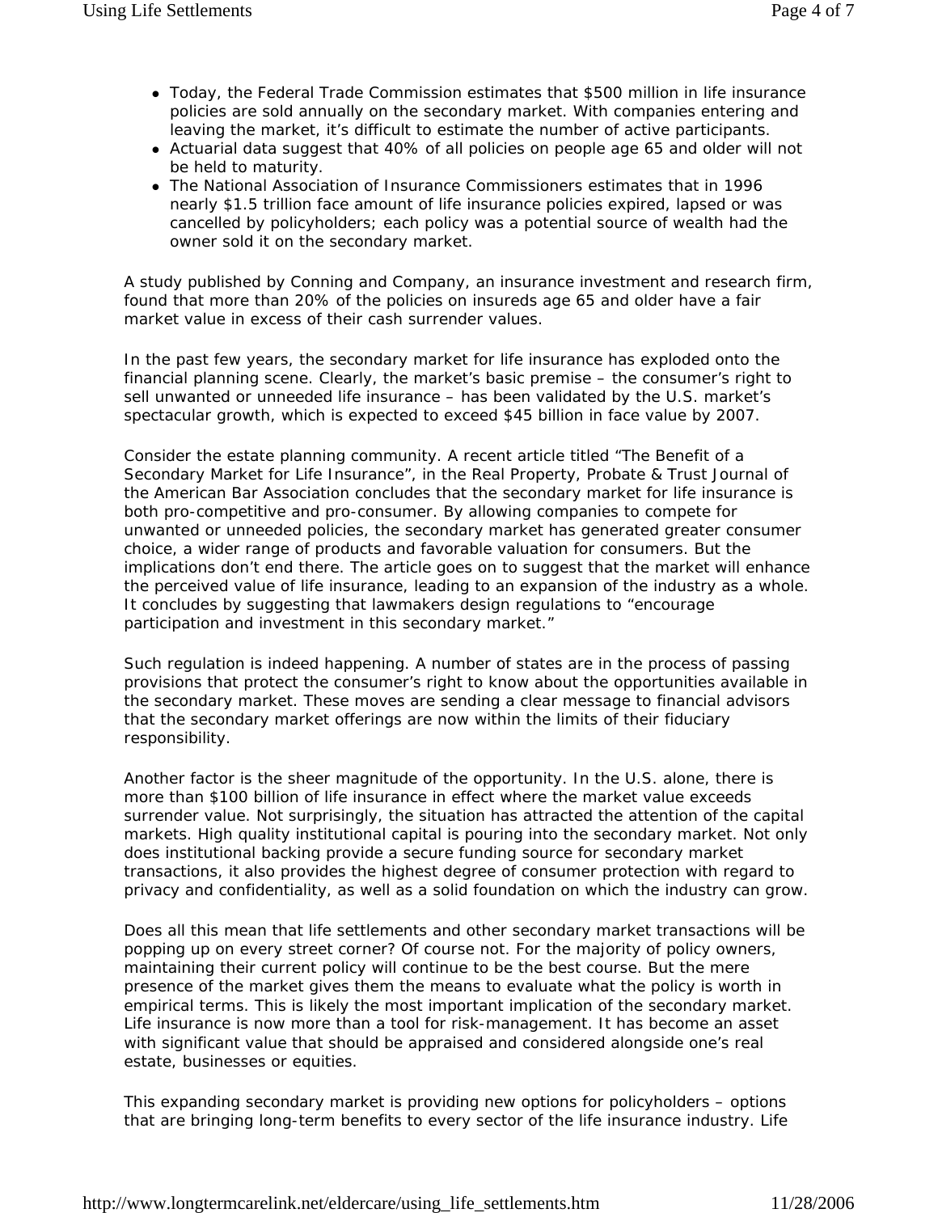- Today, the Federal Trade Commission estimates that $500 million in life insurance policies are sold annually on the secondary market. With companies entering and leaving the market, it's difficult to estimate the number of active participants.
- Actuarial data suggest that 40% of all policies on people age 65 and older will not be held to maturity.
- The National Association of Insurance Commissioners estimates that in 1996 nearly $1.5 trillion face amount of life insurance policies expired, lapsed or was cancelled by policyholders; each policy was a potential source of wealth had the owner sold it on the secondary market.

A study published by Conning and Company, an insurance investment and research firm, found that more than 20% of the policies on insureds age 65 and older have a fair market value in excess of their cash surrender values.

In the past few years, the secondary market for life insurance has exploded onto the financial planning scene. Clearly, the market's basic premise – the consumer's right to sell unwanted or unneeded life insurance – has been validated by the U.S. market's spectacular growth, which is expected to exceed $45 billion in face value by 2007.

Consider the estate planning community. A recent article titled "The Benefit of a Secondary Market for Life Insurance", in the Real Property, Probate & Trust Journal of the American Bar Association concludes that the secondary market for life insurance is both pro-competitive and pro-consumer. By allowing companies to compete for unwanted or unneeded policies, the secondary market has generated greater consumer choice, a wider range of products and favorable valuation for consumers. But the implications don't end there. The article goes on to suggest that the market will enhance the perceived value of life insurance, leading to an expansion of the industry as a whole. It concludes by suggesting that lawmakers design regulations to "encourage participation and investment in this secondary market."

Such regulation is indeed happening. A number of states are in the process of passing provisions that protect the consumer's right to know about the opportunities available in the secondary market. These moves are sending a clear message to financial advisors that the secondary market offerings are now within the limits of their fiduciary responsibility.

Another factor is the sheer magnitude of the opportunity. In the U.S. alone, there is more than $100 billion of life insurance in effect where the market value exceeds surrender value. Not surprisingly, the situation has attracted the attention of the capital markets. High quality institutional capital is pouring into the secondary market. Not only does institutional backing provide a secure funding source for secondary market transactions, it also provides the highest degree of consumer protection with regard to privacy and confidentiality, as well as a solid foundation on which the industry can grow.

Does all this mean that life settlements and other secondary market transactions will be popping up on every street corner? Of course not. For the majority of policy owners, maintaining their current policy will continue to be the best course. But the mere presence of the market gives them the means to evaluate what the policy is worth in empirical terms. This is likely the most important implication of the secondary market. Life insurance is now more than a tool for risk-management. It has become an asset with significant value that should be appraised and considered alongside one's real estate, businesses or equities.

This expanding secondary market is providing new options for policyholders – options that are bringing long-term benefits to every sector of the life insurance industry. Life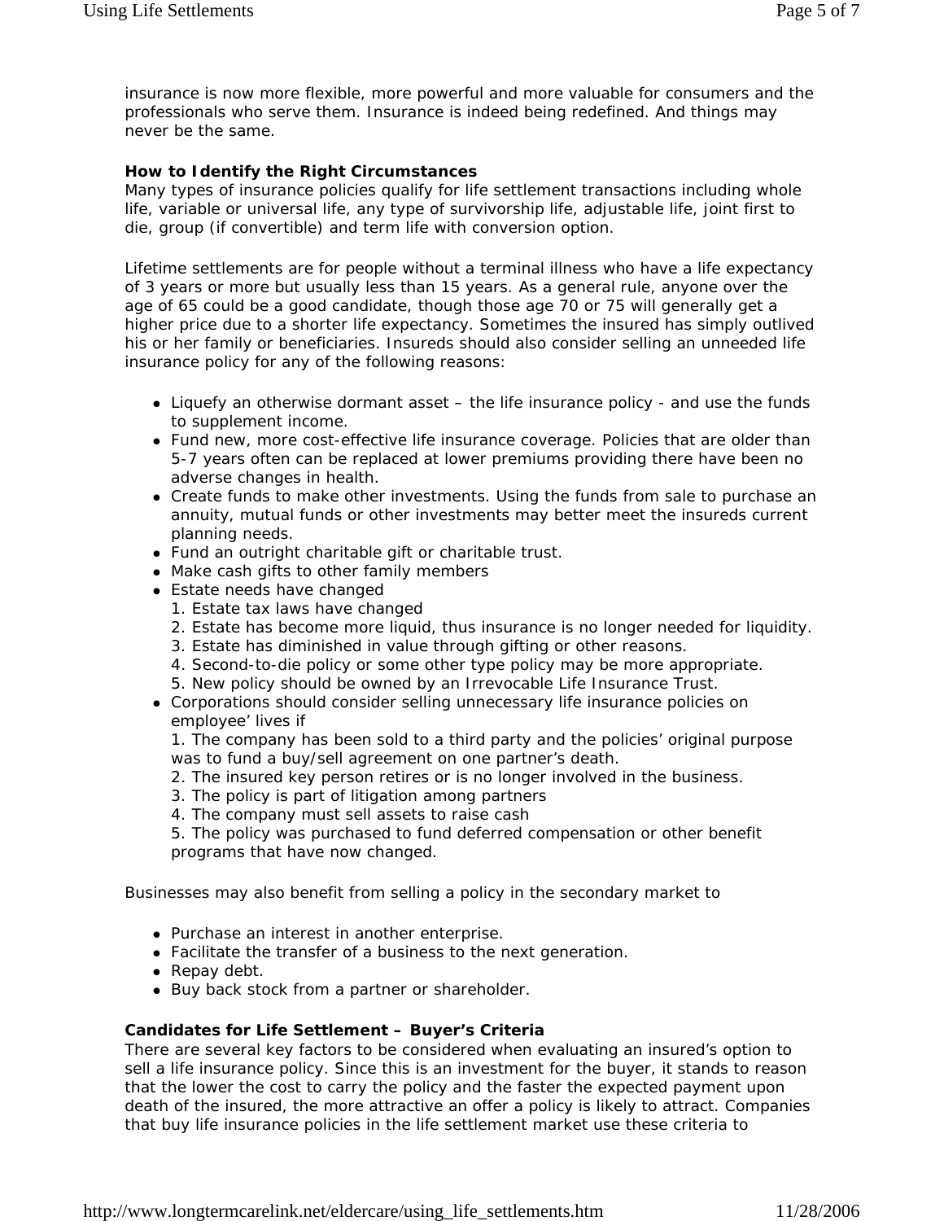insurance is now more flexible, more powerful and more valuable for consumers and the professionals who serve them. Insurance is indeed being redefined. And things may never be the same.

**How to Identify the Right Circumstances**

Many types of insurance policies qualify for life settlement transactions including whole life, variable or universal life, any type of survivorship life, adjustable life, joint first to die, group (if convertible) and term life with conversion option.

Lifetime settlements are for people without a terminal illness who have a life expectancy of 3 years or more but usually less than 15 years. As a general rule, anyone over the age of 65 could be a good candidate, though those age 70 or 75 will generally get a higher price due to a shorter life expectancy. Sometimes the insured has simply outlived his or her family or beneficiaries. Insureds should also consider selling an unneeded life insurance policy for any of the following reasons:

- Liquefy an otherwise dormant asset – the life insurance policy - and use the funds to supplement income.
- Fund new, more cost-effective life insurance coverage. Policies that are older than 5-7 years often can be replaced at lower premiums providing there have been no adverse changes in health.
- Create funds to make other investments. Using the funds from sale to purchase an annuity, mutual funds or other investments may better meet the insureds current planning needs.
- Fund an outright charitable gift or charitable trust.
- Make cash gifts to other family members
- Estate needs have changed
  1. Estate tax laws have changed
  2. Estate has become more liquid, thus insurance is no longer needed for liquidity.
  3. Estate has diminished in value through gifting or other reasons.
  4. Second-to-die policy or some other type policy may be more appropriate.
  5. New policy should be owned by an Irrevocable Life Insurance Trust.
- Corporations should consider selling unnecessary life insurance policies on employee' lives if
  1. The company has been sold to a third party and the policies' original purpose was to fund a buy/sell agreement on one partner's death.
  2. The insured key person retires or is no longer involved in the business.
  3. The policy is part of litigation among partners
  4. The company must sell assets to raise cash
  5. The policy was purchased to fund deferred compensation or other benefit programs that have now changed.

Businesses may also benefit from selling a policy in the secondary market to

- Purchase an interest in another enterprise.
- Facilitate the transfer of a business to the next generation.
- Repay debt.
- Buy back stock from a partner or shareholder.

**Candidates for Life Settlement – Buyer's Criteria**

There are several key factors to be considered when evaluating an insured's option to sell a life insurance policy. Since this is an investment for the buyer, it stands to reason that the lower the cost to carry the policy and the faster the expected payment upon death of the insured, the more attractive an offer a policy is likely to attract. Companies that buy life insurance policies in the life settlement market use these criteria to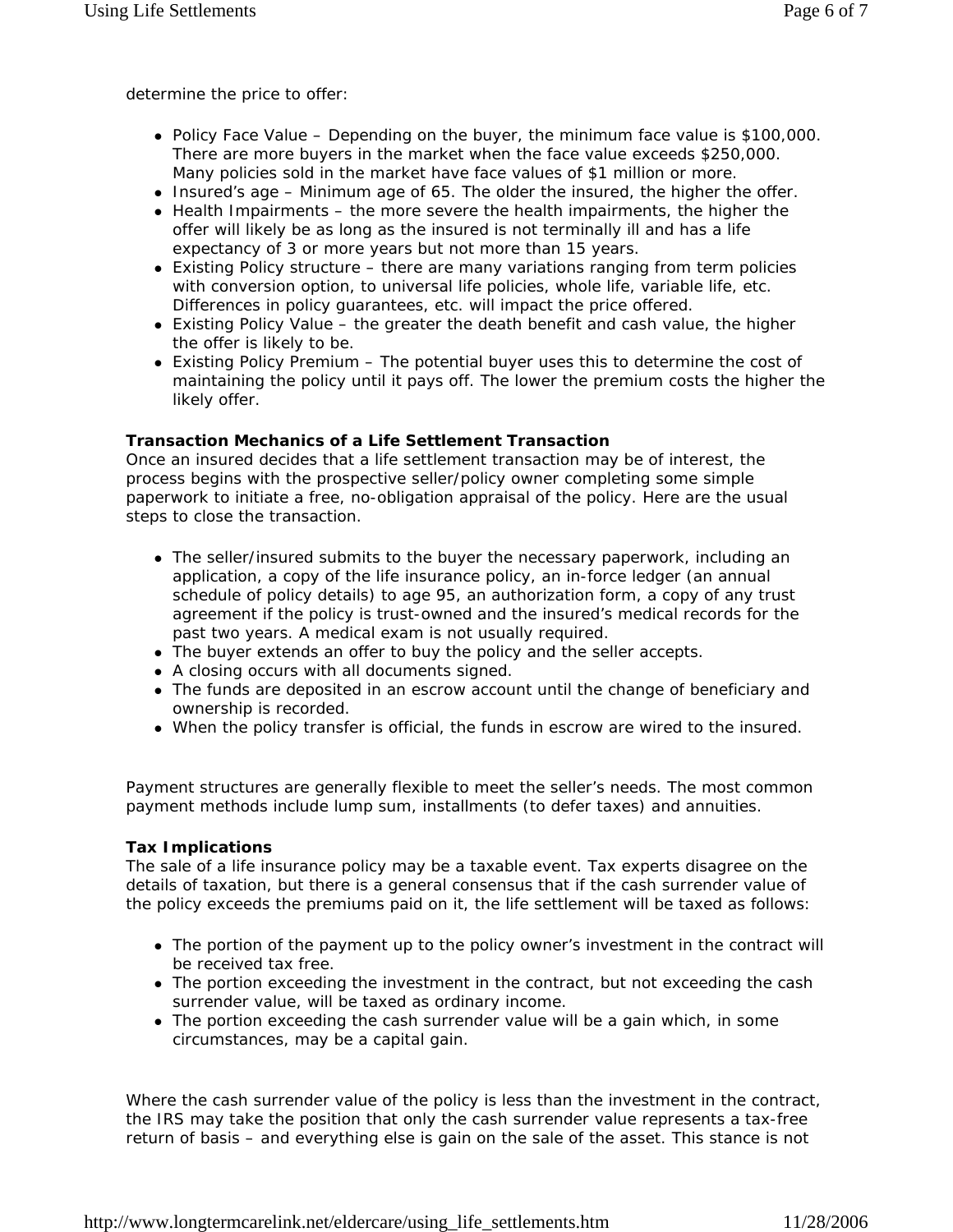determine the price to offer:

- Policy Face Value – Depending on the buyer, the minimum face value is $100,000. There are more buyers in the market when the face value exceeds $250,000. Many policies sold in the market have face values of $1 million or more.
- Insured's age – Minimum age of 65. The older the insured, the higher the offer.
- Health Impairments – the more severe the health impairments, the higher the offer will likely be as long as the insured is not terminally ill and has a life expectancy of 3 or more years but not more than 15 years.
- Existing Policy structure – there are many variations ranging from term policies with conversion option, to universal life policies, whole life, variable life, etc. Differences in policy guarantees, etc. will impact the price offered.
- Existing Policy Value – the greater the death benefit and cash value, the higher the offer is likely to be.
- Existing Policy Premium – The potential buyer uses this to determine the cost of maintaining the policy until it pays off. The lower the premium costs the higher the likely offer.

**Transaction Mechanics of a Life Settlement Transaction**
Once an insured decides that a life settlement transaction may be of interest, the process begins with the prospective seller/policy owner completing some simple paperwork to initiate a free, no-obligation appraisal of the policy. Here are the usual steps to close the transaction.

- The seller/insured submits to the buyer the necessary paperwork, including an application, a copy of the life insurance policy, an in-force ledger (an annual schedule of policy details) to age 95, an authorization form, a copy of any trust agreement if the policy is trust-owned and the insured's medical records for the past two years. A medical exam is not usually required.
- The buyer extends an offer to buy the policy and the seller accepts.
- A closing occurs with all documents signed.
- The funds are deposited in an escrow account until the change of beneficiary and ownership is recorded.
- When the policy transfer is official, the funds in escrow are wired to the insured.

Payment structures are generally flexible to meet the seller's needs. The most common payment methods include lump sum, installments (to defer taxes) and annuities.

**Tax Implications**
The sale of a life insurance policy may be a taxable event. Tax experts disagree on the details of taxation, but there is a general consensus that if the cash surrender value of the policy exceeds the premiums paid on it, the life settlement will be taxed as follows:

- The portion of the payment up to the policy owner's investment in the contract will be received tax free.
- The portion exceeding the investment in the contract, but not exceeding the cash surrender value, will be taxed as ordinary income.
- The portion exceeding the cash surrender value will be a gain which, in some circumstances, may be a capital gain.

Where the cash surrender value of the policy is less than the investment in the contract, the IRS may take the position that only the cash surrender value represents a tax-free return of basis – and everything else is gain on the sale of the asset. This stance is not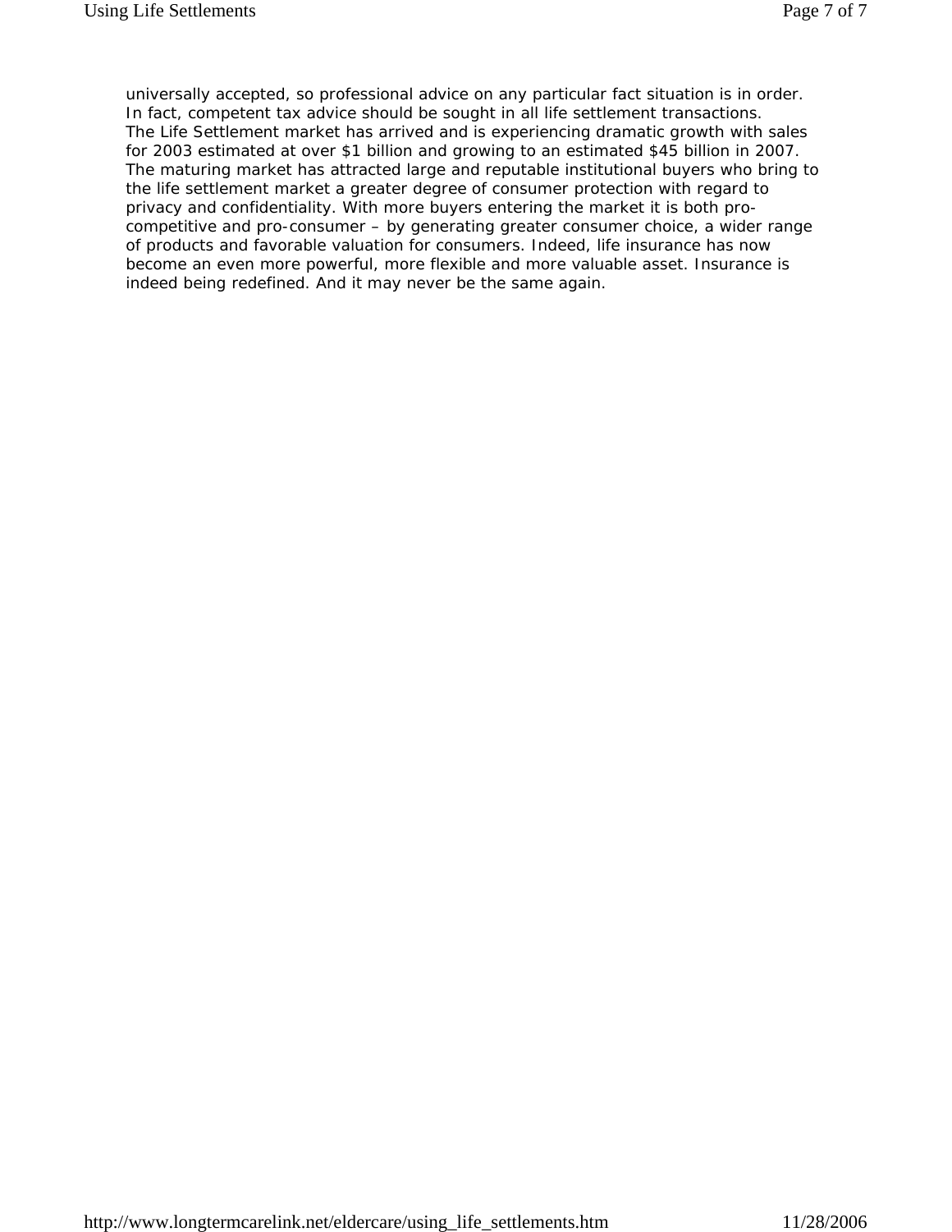universally accepted, so professional advice on any particular fact situation is in order. In fact, competent tax advice should be sought in all life settlement transactions.

The Life Settlement market has arrived and is experiencing dramatic growth with sales for 2003 estimated at over $1 billion and growing to an estimated $45 billion in 2007. The maturing market has attracted large and reputable institutional buyers who bring to the life settlement market a greater degree of consumer protection with regard to privacy and confidentiality. With more buyers entering the market it is both pro-competitive and pro-consumer – by generating greater consumer choice, a wider range of products and favorable valuation for consumers. Indeed, life insurance has now become an even more powerful, more flexible and more valuable asset. Insurance is indeed being redefined. And it may never be the same again.